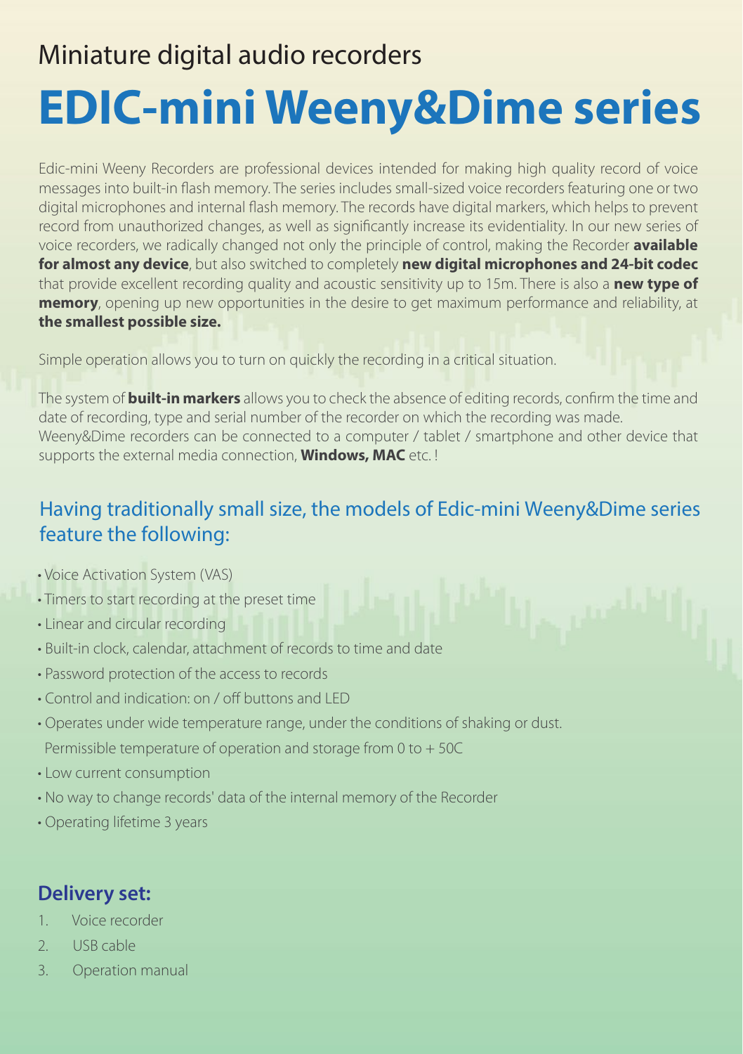## Miniature digital audio recorders

# EDIC-mini Weeny&Dime series

Edic-mini Weeny Recorders are professional devices intended for making high quality record of voice messages into built-in flash memory. The series includes small-sized voice recorders featuring one or two digital microphones and internal flash memory. The records have digital markers, which helps to prevent record from unauthorized changes, as well as significantly increase its evidentiality. In our new series of voice recorders, we radically changed not only the principle of control, making the Recorder **available for almost any device**, but also switched to completely **new digital microphones and 24-bit codec** that provide excellent recording quality and acoustic sensitivity up to 15m. There is also a **new type of memory**, opening up new opportunities in the desire to get maximum performance and reliability, at **the smallest possible size.**

Simple operation allows you to turn on quickly the recording in a critical situation.

The system of **built-in markers** allows you to check the absence of editing records, confirm the time and date of recording, type and serial number of the recorder on which the recording was made.
Weeny&Dime recorders can be connected to a computer / tablet / smartphone and other device that supports the external media connection, **Windows, MAC** etc. !

## Having traditionally small size, the models of Edic-mini Weeny&Dime series feature the following:

- Voice Activation System (VAS)
- Timers to start recording at the preset time
- Linear and circular recording
- Built-in clock, calendar, attachment of records to time and date
- Password protection of the access to records
- Control and indication: on / off buttons and LED
- Operates under wide temperature range, under the conditions of shaking or dust.
  Permissible temperature of operation and storage from 0 to + 50C
- Low current consumption
- No way to change records' data of the internal memory of the Recorder
- Operating lifetime 3 years

## Delivery set:

1. Voice recorder
2. USB cable
3. Operation manual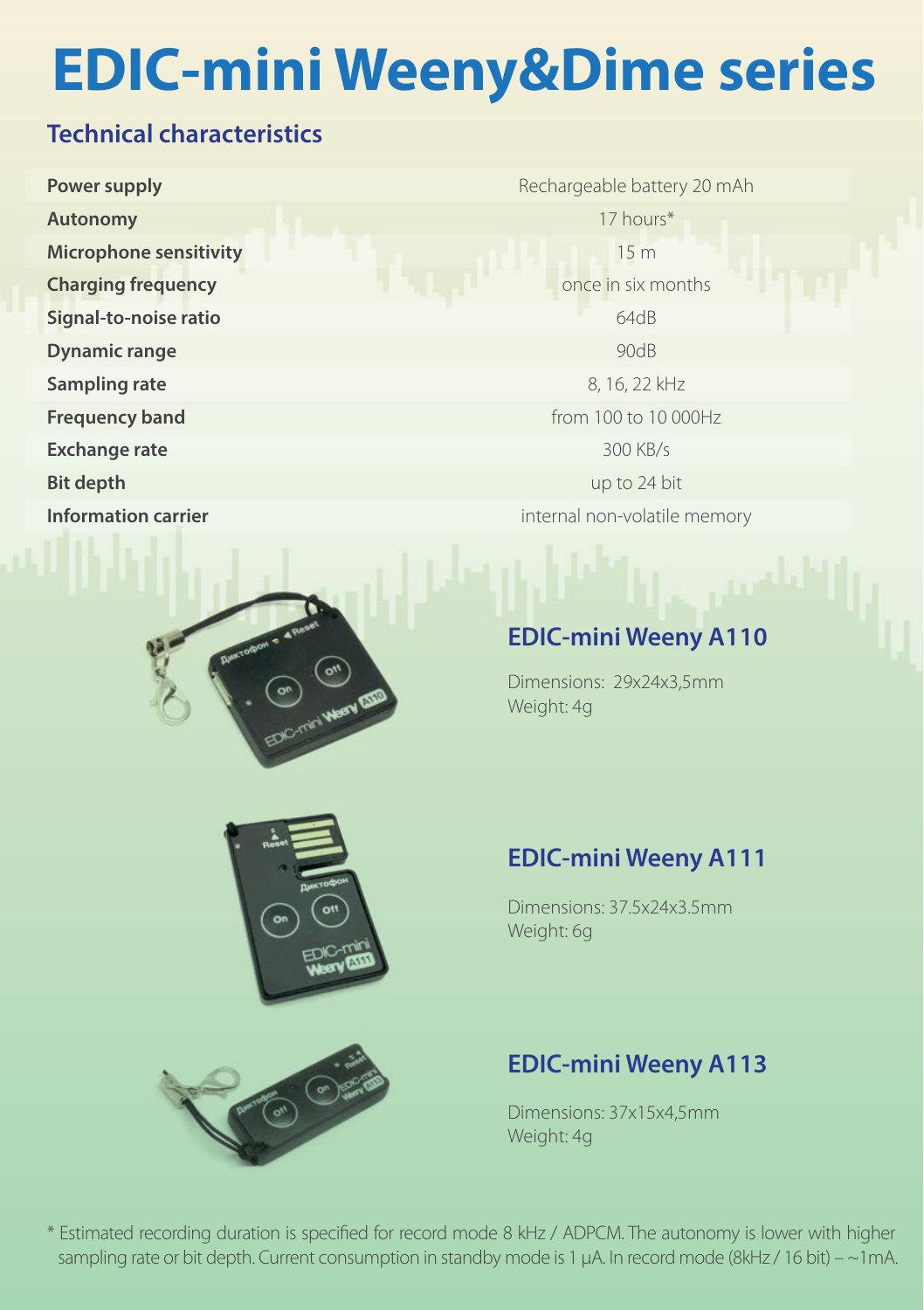# EDIC-mini Weeny&Dime series

## Technical characteristics

| | |
|---|---|
| **Power supply** | Rechargeable battery 20 mAh |
| **Autonomy** | 17 hours* |
| **Microphone sensitivity** | 15 m |
| **Charging frequency** | once in six months |
| **Signal-to-noise ratio** | 64dB |
| **Dynamic range** | 90dB |
| **Sampling rate** | 8, 16, 22 kHz |
| **Frequency band** | from 100 to 10 000Hz |
| **Exchange rate** | 300 KB/s |
| **Bit depth** | up to 24 bit |
| **Information carrier** | internal non-volatile memory |

### EDIC-mini Weeny A110

Dimensions: 29x24x3,5mm
Weight: 4g

### EDIC-mini Weeny A111

Dimensions: 37.5x24x3.5mm
Weight: 6g

### EDIC-mini Weeny A113

Dimensions: 37x15x4,5mm
Weight: 4g

* Estimated recording duration is specified for record mode 8 kHz / ADPCM. The autonomy is lower with higher sampling rate or bit depth. Current consumption in standby mode is 1 µA. In record mode (8kHz / 16 bit) – ~1mA.